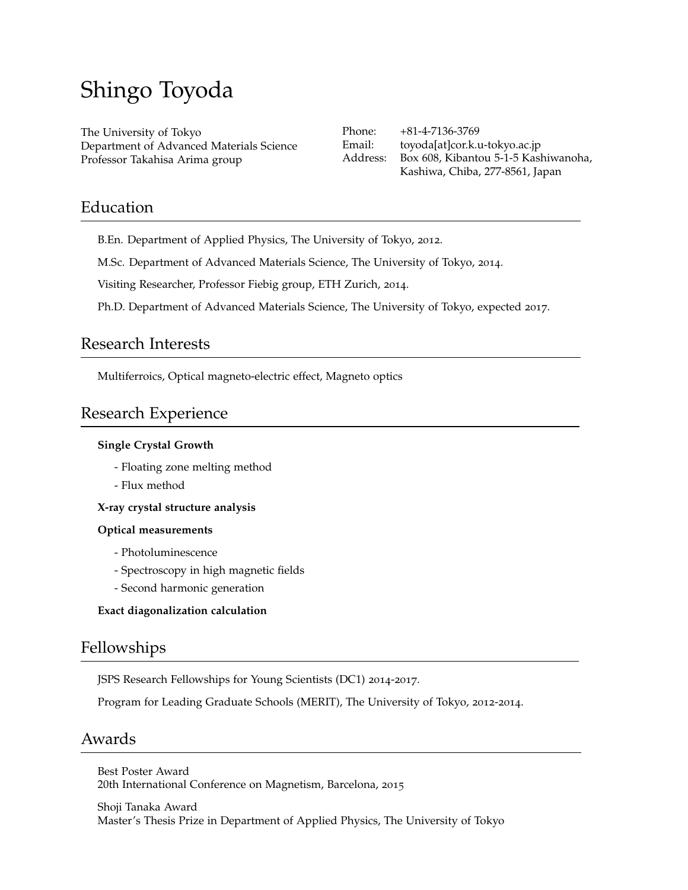# Shingo Toyoda

The University of Tokyo
Department of Advanced Materials Science
Professor Takahisa Arima group

Phone: +81-4-7136-3769
Email: toyoda[at]cor.k.u-tokyo.ac.jp
Address: Box 608, Kibantou 5-1-5 Kashiwanoha, Kashiwa, Chiba, 277-8561, Japan

## Education

B.En. Department of Applied Physics, The University of Tokyo, 2012.

M.Sc. Department of Advanced Materials Science, The University of Tokyo, 2014.

Visiting Researcher, Professor Fiebig group, ETH Zurich, 2014.

Ph.D. Department of Advanced Materials Science, The University of Tokyo, expected 2017.

## Research Interests

Multiferroics, Optical magneto-electric effect, Magneto optics

## Research Experience

**Single Crystal Growth**

- Floating zone melting method
- Flux method

**X-ray crystal structure analysis**

**Optical measurements**

- Photoluminescence
- Spectroscopy in high magnetic fields
- Second harmonic generation

**Exact diagonalization calculation**

## Fellowships

JSPS Research Fellowships for Young Scientists (DC1) 2014-2017.

Program for Leading Graduate Schools (MERIT), The University of Tokyo, 2012-2014.

## Awards

Best Poster Award
20th International Conference on Magnetism, Barcelona, 2015

Shoji Tanaka Award
Master's Thesis Prize in Department of Applied Physics, The University of Tokyo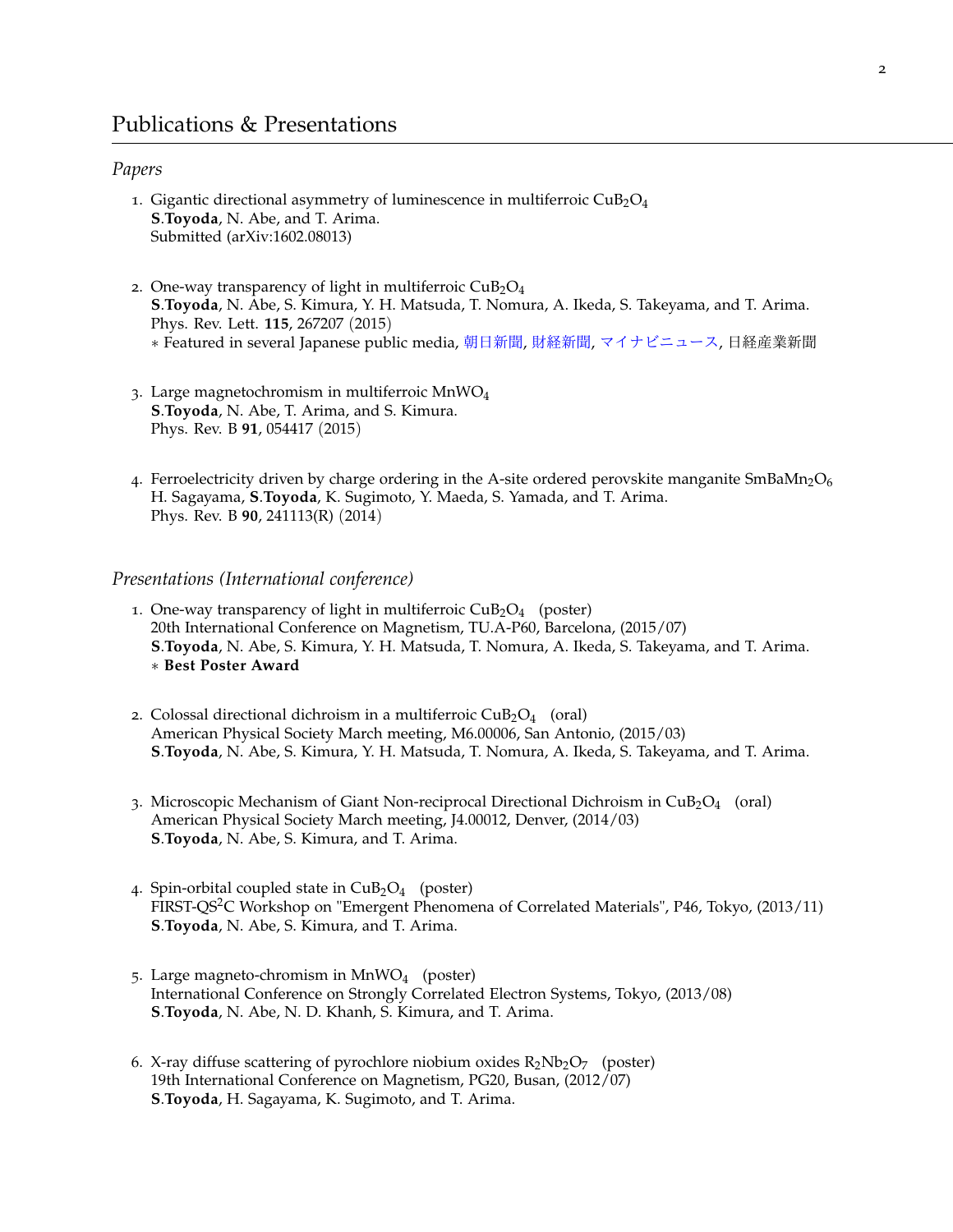# Publications & Presentations

*Papers*

1. Gigantic directional asymmetry of luminescence in multiferroic $CuB_2O_4$
   **S**.**Toyoda**, N. Abe, and T. Arima.
   Submitted (arXiv:1602.08013)

2. One-way transparency of light in multiferroic $CuB_2O_4$
   **S**.**Toyoda**, N. Abe, S. Kimura, Y. H. Matsuda, T. Nomura, A. Ikeda, S. Takeyama, and T. Arima.
   Phys. Rev. Lett. **115**, 267207 (2015)
   ∗ Featured in several Japanese public media, 朝日新聞, 財経新聞, マイナビニュース, 日経産業新聞

3. Large magnetochromism in multiferroic $MnWO_4$
   **S**.**Toyoda**, N. Abe, T. Arima, and S. Kimura.
   Phys. Rev. B **91**, 054417 (2015)

4. Ferroelectricity driven by charge ordering in the A-site ordered perovskite manganite $SmBaMn_2O_6$
   H. Sagayama, **S**.**Toyoda**, K. Sugimoto, Y. Maeda, S. Yamada, and T. Arima.
   Phys. Rev. B **90**, 241113(R) (2014)

*Presentations (International conference)*

1. One-way transparency of light in multiferroic $CuB_2O_4$ (poster)
   20th International Conference on Magnetism, TU.A-P60, Barcelona, (2015/07)
   **S**.**Toyoda**, N. Abe, S. Kimura, Y. H. Matsuda, T. Nomura, A. Ikeda, S. Takeyama, and T. Arima.
   ∗ **Best Poster Award**

2. Colossal directional dichroism in a multiferroic $CuB_2O_4$ (oral)
   American Physical Society March meeting, M6.00006, San Antonio, (2015/03)
   **S**.**Toyoda**, N. Abe, S. Kimura, Y. H. Matsuda, T. Nomura, A. Ikeda, S. Takeyama, and T. Arima.

3. Microscopic Mechanism of Giant Non-reciprocal Directional Dichroism in $CuB_2O_4$ (oral)
   American Physical Society March meeting, J4.00012, Denver, (2014/03)
   **S**.**Toyoda**, N. Abe, S. Kimura, and T. Arima.

4. Spin-orbital coupled state in $CuB_2O_4$ (poster)
   FIRST-$QS^2C$ Workshop on "Emergent Phenomena of Correlated Materials", P46, Tokyo, (2013/11)
   **S**.**Toyoda**, N. Abe, S. Kimura, and T. Arima.

5. Large magneto-chromism in $MnWO_4$ (poster)
   International Conference on Strongly Correlated Electron Systems, Tokyo, (2013/08)
   **S**.**Toyoda**, N. Abe, N. D. Khanh, S. Kimura, and T. Arima.

6. X-ray diffuse scattering of pyrochlore niobium oxides $R_2Nb_2O_7$ (poster)
   19th International Conference on Magnetism, PG20, Busan, (2012/07)
   **S**.**Toyoda**, H. Sagayama, K. Sugimoto, and T. Arima.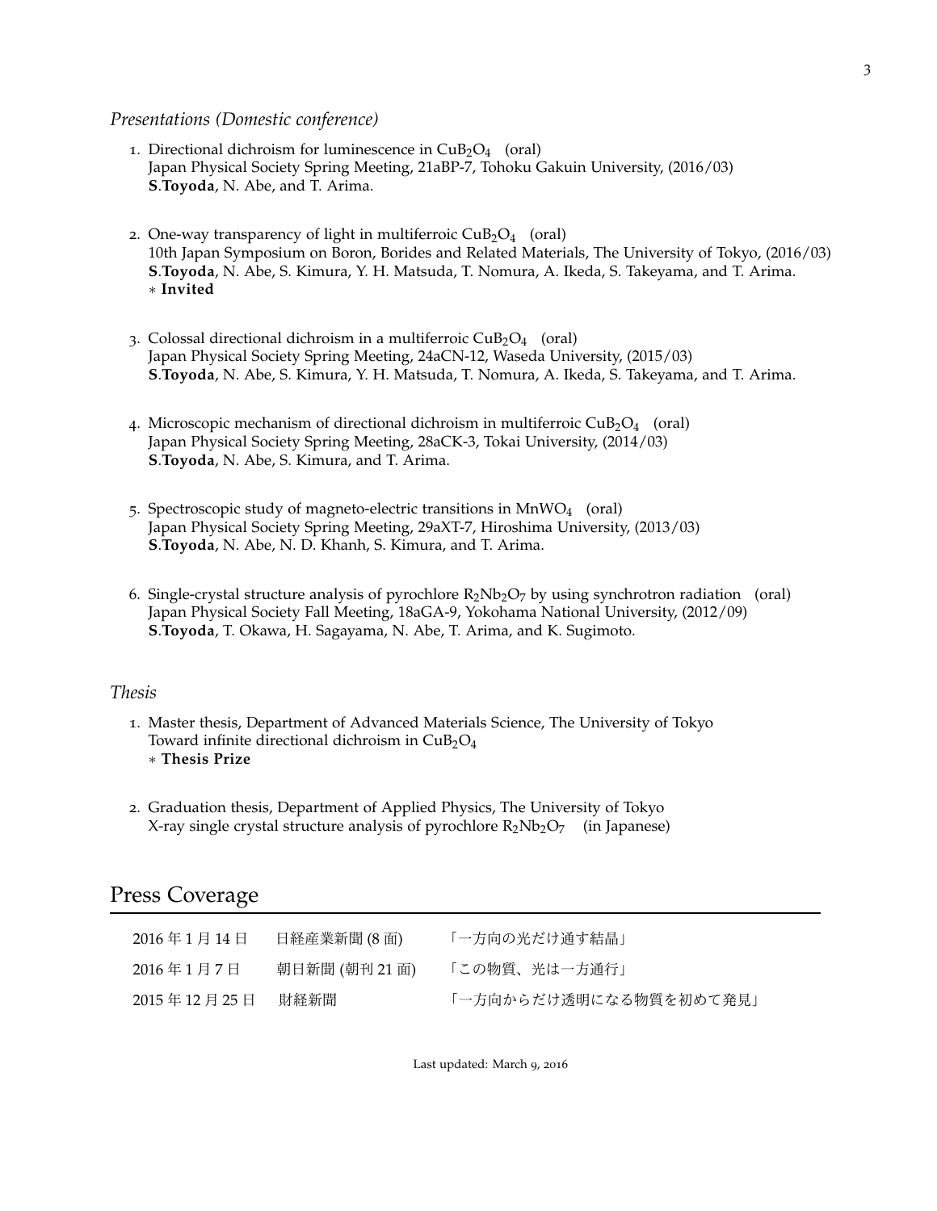*Presentations (Domestic conference)*

1. Directional dichroism for luminescence in $CuB_2O_4$ (oral)
   Japan Physical Society Spring Meeting, 21aBP-7, Tohoku Gakuin University, (2016/03)
   **S**.**Toyoda**, N. Abe, and T. Arima.

2. One-way transparency of light in multiferroic $CuB_2O_4$ (oral)
   10th Japan Symposium on Boron, Borides and Related Materials, The University of Tokyo, (2016/03)
   **S**.**Toyoda**, N. Abe, S. Kimura, Y. H. Matsuda, T. Nomura, A. Ikeda, S. Takeyama, and T. Arima.
   ∗ **Invited**

3. Colossal directional dichroism in a multiferroic $CuB_2O_4$ (oral)
   Japan Physical Society Spring Meeting, 24aCN-12, Waseda University, (2015/03)
   **S**.**Toyoda**, N. Abe, S. Kimura, Y. H. Matsuda, T. Nomura, A. Ikeda, S. Takeyama, and T. Arima.

4. Microscopic mechanism of directional dichroism in multiferroic $CuB_2O_4$ (oral)
   Japan Physical Society Spring Meeting, 28aCK-3, Tokai University, (2014/03)
   **S**.**Toyoda**, N. Abe, S. Kimura, and T. Arima.

5. Spectroscopic study of magneto-electric transitions in $MnWO_4$ (oral)
   Japan Physical Society Spring Meeting, 29aXT-7, Hiroshima University, (2013/03)
   **S**.**Toyoda**, N. Abe, N. D. Khanh, S. Kimura, and T. Arima.

6. Single-crystal structure analysis of pyrochlore $R_2Nb_2O_7$ by using synchrotron radiation (oral)
   Japan Physical Society Fall Meeting, 18aGA-9, Yokohama National University, (2012/09)
   **S**.**Toyoda**, T. Okawa, H. Sagayama, N. Abe, T. Arima, and K. Sugimoto.

*Thesis*

1. Master thesis, Department of Advanced Materials Science, The University of Tokyo
   Toward infinite directional dichroism in $CuB_2O_4$
   ∗ **Thesis Prize**

2. Graduation thesis, Department of Applied Physics, The University of Tokyo
   X-ray single crystal structure analysis of pyrochlore $R_2Nb_2O_7$ (in Japanese)

## Press Coverage

| | | |
|---|---|---|
| 2016 年 1 月 14 日 | 日経産業新聞 (8 面) | 「一方向の光だけ通す結晶」 |
| 2016 年 1 月 7 日 | 朝日新聞 (朝刊 21 面) | 「この物質、光は一方通行」 |
| 2015 年 12 月 25 日 | 財経新聞 | 「一方向からだけ透明になる物質を初めて発見」 |

Last updated: March 9, 2016